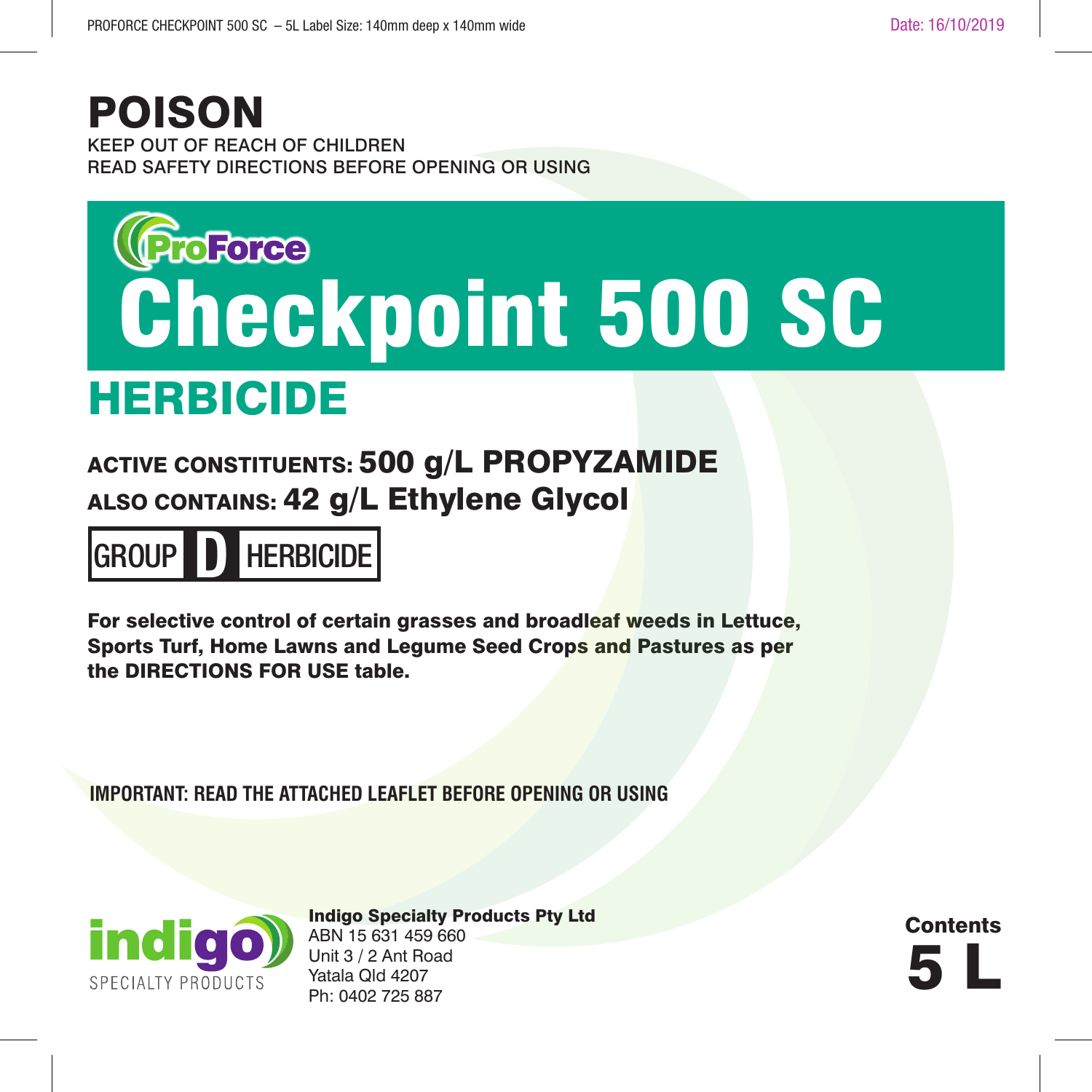# POISON

KEEP OUT OF REACH OF CHILDREN
READ SAFETY DIRECTIONS BEFORE OPENING OR USING

ProForce

# Checkpoint 500 SC

## HERBICIDE

**ACTIVE CONSTITUENTS: 500 g/L PROPYZAMIDE**
**ALSO CONTAINS: 42 g/L Ethylene Glycol**

**GROUP D HERBICIDE**

**For selective control of certain grasses and broadleaf weeds in Lettuce, Sports Turf, Home Lawns and Legume Seed Crops and Pastures as per the DIRECTIONS FOR USE table.**

**IMPORTANT: READ THE ATTACHED LEAFLET BEFORE OPENING OR USING**

indigo SPECIALTY PRODUCTS

**Indigo Specialty Products Pty Ltd**
ABN 15 631 459 660
Unit 3 / 2 Ant Road
Yatala Qld 4207
Ph: 0402 725 887

**Contents**
**5 L**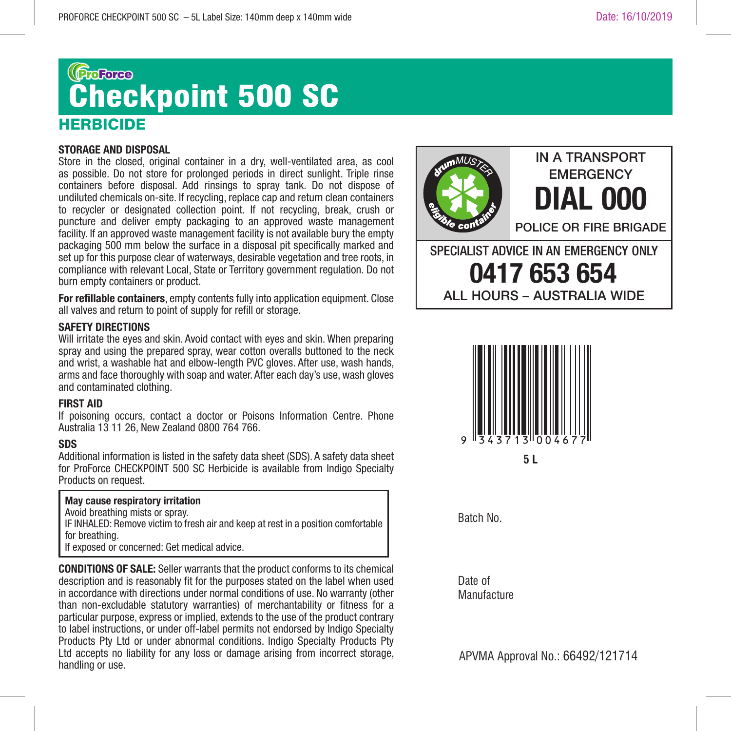PROFORCE CHECKPOINT 500 SC – 5L Label Size: 140mm deep x 140mm wide

Date: 16/10/2019

ProForce

# Checkpoint 500 SC

## HERBICIDE

### STORAGE AND DISPOSAL

Store in the closed, original container in a dry, well-ventilated area, as cool as possible. Do not store for prolonged periods in direct sunlight. Triple rinse containers before disposal. Add rinsings to spray tank. Do not dispose of undiluted chemicals on-site. If recycling, replace cap and return clean containers to recycler or designated collection point. If not recycling, break, crush or puncture and deliver empty packaging to an approved waste management facility. If an approved waste management facility is not available bury the empty packaging 500 mm below the surface in a disposal pit specifically marked and set up for this purpose clear of waterways, desirable vegetation and tree roots, in compliance with relevant Local, State or Territory government regulation. Do not burn empty containers or product.

**For refillable containers**, empty contents fully into application equipment. Close all valves and return to point of supply for refill or storage.

### SAFETY DIRECTIONS

Will irritate the eyes and skin. Avoid contact with eyes and skin. When preparing spray and using the prepared spray, wear cotton overalls buttoned to the neck and wrist, a washable hat and elbow-length PVC gloves. After use, wash hands, arms and face thoroughly with soap and water. After each day's use, wash gloves and contaminated clothing.

### FIRST AID

If poisoning occurs, contact a doctor or Poisons Information Centre. Phone Australia 13 11 26, New Zealand 0800 764 766.

### SDS

Additional information is listed in the safety data sheet (SDS). A safety data sheet for ProForce CHECKPOINT 500 SC Herbicide is available from Indigo Specialty Products on request.

**May cause respiratory irritation**
Avoid breathing mists or spray.
IF INHALED: Remove victim to fresh air and keep at rest in a position comfortable for breathing.
If exposed or concerned: Get medical advice.

**CONDITIONS OF SALE:** Seller warrants that the product conforms to its chemical description and is reasonably fit for the purposes stated on the label when used in accordance with directions under normal conditions of use. No warranty (other than non-excludable statutory warranties) of merchantability or fitness for a particular purpose, express or implied, extends to the use of the product contrary to label instructions, or under off-label permits not endorsed by Indigo Specialty Products Pty Ltd or under abnormal conditions. Indigo Specialty Products Pty Ltd accepts no liability for any loss or damage arising from incorrect storage, handling or use.

drumMUSTER eligible container

IN A TRANSPORT EMERGENCY
**DIAL 000**
POLICE OR FIRE BRIGADE

SPECIALIST ADVICE IN AN EMERGENCY ONLY
**0417 653 654**
ALL HOURS – AUSTRALIA WIDE

9 343713 004677

**5 L**

Batch No.

Date of Manufacture

APVMA Approval No.: 66492/121714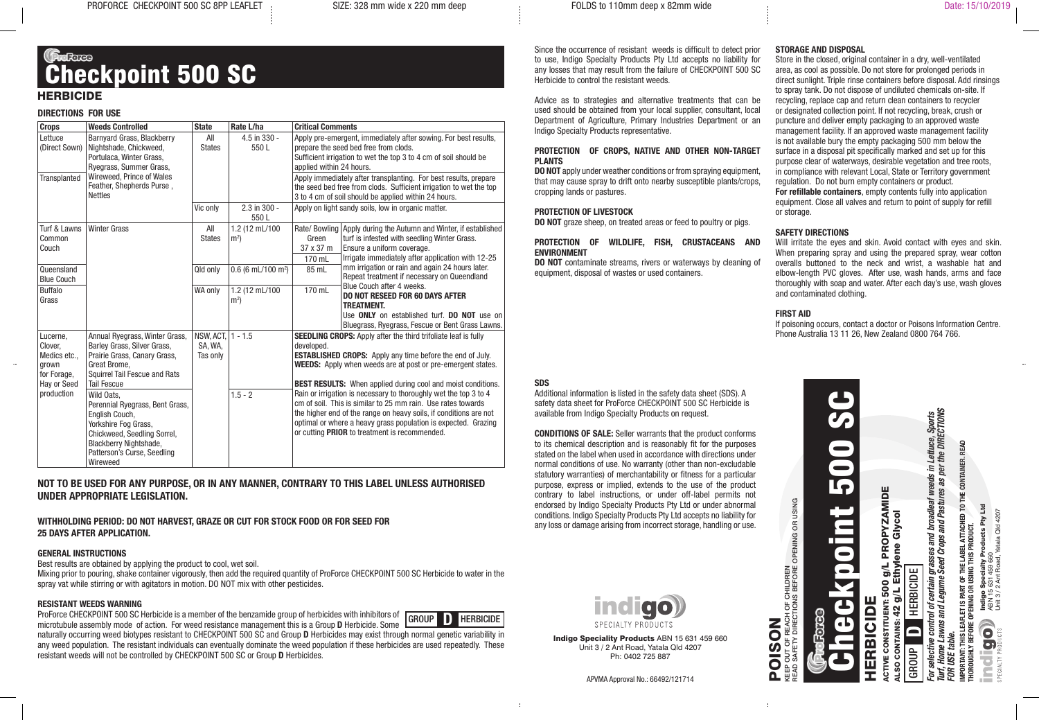# ProForce Checkpoint 500 SC

## HERBICIDE

### DIRECTIONS FOR USE

| Crops | Weeds Controlled | State | Rate L/ha | Critical Comments | |
|---|---|---|---|---|---|
| Lettuce (Direct Sown) | Barnyard Grass, Blackberry Nightshade, Chickweed, Portulaca, Winter Grass, Ryegrass, Summer Grass, Wireweed, Prince of Wales Feather, Shepherds Purse, Nettles | All States | 4.5 in 330 - 550 L | Apply pre-emergent, immediately after sowing. For best results, prepare the seed bed free from clods. Sufficient irrigation to wet the top 3 to 4 cm of soil should be applied within 24 hours. | |
| Transplanted | | | | Apply immediately after transplanting. For best results prepare the seed bed free from clods. Sufficient irrigation to wet the top 3 to 4 cm of soil should be applied within 24 hours. | |
| | | Vic only | 2.3 in 300 - 550 L | Apply on light sandy soils, low in organic matter. | |
| Turf & Lawns Common Couch | Winter Grass | All States | 1.2 (12 mL/100 m²) | Rate/ Bowling Green 37 x 37 m 170 mL | Apply during the Autumn and Winter, if established turf is infested with seedling Winter Grass. Ensure a uniform coverage. Irrigate immediately after application with 12-25 mm irrigation or rain and again 24 hours later. Repeat treatment if necessary on Queensland Blue Couch after 4 weeks. **DO NOT RESEED FOR 60 DAYS AFTER TREATMENT.** Use **ONLY** on established turf. **DO NOT** use on Bluegrass, Ryegrass, Fescue or Bent Grass Lawns. |
| Queensland Blue Couch | | Qld only | 0.6 (6 mL/100 m²) | 85 mL | |
| Buffalo Grass | | WA only | 1.2 (12 mL/100 m²) | 170 mL | |
| Lucerne, Clover, Medics etc., grown for Forage, Hay or Seed production | Annual Ryegrass, Winter Grass, Barley Grass, Silver Grass, Prairie Grass, Canary Grass, Great Brome, Squirrel Tail Fescue and Rats Tail Fescue | NSW, ACT, SA, WA, Tas only | 1 - 1.5 | **SEEDLING CROPS:** Apply after the third trifoliate leaf is fully developed. **ESTABLISHED CROPS:** Apply any time before the end of July. **WEEDS:** Apply when weeds are at post or pre-emergent states. **BEST RESULTS:** When applied during cool and moist conditions. | |
| | Wild Oats, Perennial Ryegrass, Bent Grass, English Couch, Yorkshire Fog Grass, Chickweed, Seedling Sorrel, Blackberry Nightshade, Patterson's Curse, Seedling Wireweed | | 1.5 - 2 | Rain or irrigation is necessary to thoroughly wet the top 3 to 4 cm of soil. This is similar to 25 mm rain. Use rates towards the higher end of the range on heavy soils, if conditions are not optimal or where a heavy grass population is expected. Grazing or cutting **PRIOR** to treatment is recommended. | |

**NOT TO BE USED FOR ANY PURPOSE, OR IN ANY MANNER, CONTRARY TO THIS LABEL UNLESS AUTHORISED UNDER APPROPRIATE LEGISLATION.**

**WITHHOLDING PERIOD: DO NOT HARVEST, GRAZE OR CUT FOR STOCK FOOD OR FOR SEED FOR 25 DAYS AFTER APPLICATION.**

### GENERAL INSTRUCTIONS

Best results are obtained by applying the product to cool, wet soil.

Mixing prior to pouring, shake container vigorously, then add the required quantity of ProForce CHECKPOINT 500 SC Herbicide to water in the spray vat while stirring or with agitators in motion. DO NOT mix with other pesticides.

### RESISTANT WEEDS WARNING

**GROUP D HERBICIDE**

ProForce CHECKPOINT 500 SC Herbicide is a member of the benzamide group of herbicides with inhibitors of microtubule assembly mode of action. For weed resistance management this is a Group **D** Herbicide. Some naturally occurring weed biotypes resistant to CHECKPOINT 500 SC and Group **D** Herbicides may exist through normal genetic variability in any weed population. The resistant individuals can eventually dominate the weed population if these herbicides are used repeatedly. These resistant weeds will not be controlled by CHECKPOINT 500 SC or Group **D** Herbicides.

Since the occurrence of resistant weeds is difficult to detect prior to use, Indigo Specialty Products Pty Ltd accepts no liability for any losses that may result from the failure of CHECKPOINT 500 SC Herbicide to control the resistant weeds.

Advice as to strategies and alternative treatments that can be used should be obtained from your local supplier, consultant, local Department of Agriculture, Primary Industries Department or an Indigo Specialty Products representative.

### PROTECTION OF CROPS, NATIVE AND OTHER NON-TARGET PLANTS

**DO NOT** apply under weather conditions or from spraying equipment, that may cause spray to drift onto nearby susceptible plants/crops, cropping lands or pastures.

### PROTECTION OF LIVESTOCK

**DO NOT** graze sheep, on treated areas or feed to poultry or pigs.

### PROTECTION OF WILDLIFE, FISH, CRUSTACEANS AND ENVIRONMENT

**DO NOT** contaminate streams, rivers or waterways by cleaning of equipment, disposal of wastes or used containers.

### SDS

Additional information is listed in the safety data sheet (SDS). A safety data sheet for ProForce CHECKPOINT 500 SC Herbicide is available from Indigo Specialty Products on request.

**CONDITIONS OF SALE:** Seller warrants that the product conforms to its chemical description and is reasonably fit for the purposes stated on the label when used in accordance with directions under normal conditions of use. No warranty (other than non-excludable statutory warranties) of merchantability or fitness for a particular purpose, express or implied, extends to the use of the product contrary to label instructions, or under off-label permits not endorsed by Indigo Specialty Products Pty Ltd or under abnormal conditions. Indigo Specialty Products Pty Ltd accepts no liability for any loss or damage arising from incorrect storage, handling or use.

**Indigo Speciality Products** ABN 15 631 459 660
Unit 3 / 2 Ant Road, Yatala Qld 4207
Ph: 0402 725 887

APVMA Approval No.: 66492/121714

### STORAGE AND DISPOSAL

Store in the closed, original container in a dry, well-ventilated area, as cool as possible. Do not store for prolonged periods in direct sunlight. Triple rinse containers before disposal. Add rinsings to spray tank. Do not dispose of undiluted chemicals on-site. If recycling, replace cap and return clean containers to recycler or designated collection point. If not recycling, break, crush or puncture and deliver empty packaging to an approved waste management facility. If an approved waste management facility is not available bury the empty packaging 500 mm below the surface in a disposal pit specifically marked and set up for this purpose clear of waterways, desirable vegetation and tree roots, in compliance with relevant Local, State or Territory government regulation. Do not burn empty containers or product.

**For refillable containers**, empty contents fully into application equipment. Close all valves and return to point of supply for refill or storage.

### SAFETY DIRECTIONS

Will irritate the eyes and skin. Avoid contact with eyes and skin. When preparing spray and using the prepared spray, wear cotton overalls buttoned to the neck and wrist, a washable hat and elbow-length PVC gloves. After use, wash hands, arms and face thoroughly with soap and water. After each day's use, wash gloves and contaminated clothing.

### FIRST AID

If poisoning occurs, contact a doctor or Poisons Information Centre. Phone Australia 13 11 26, New Zealand 0800 764 766.

**POISON**

KEEP OUT OF REACH OF CHILDREN
READ SAFETY DIRECTIONS BEFORE OPENING OR USING

**ProForce Checkpoint 500 SC**

**HERBICIDE**

**ACTIVE CONSTITUENT: 500 g/L PROPYZAMIDE**
**ALSO CONTAINS: 42 g/L Ethylene Glycol**

**GROUP D HERBICIDE**

*For selective control of certain grasses and broadleaf weeds in Lettuce, Sports Turf, Home Lawns and Legume Seed Crops and Pastures as per the DIRECTIONS FOR USE table.*

**IMPORTANT: THIS LEAFLET IS PART OF THE LABEL ATTACHED TO THE CONTAINER. READ THOROUGHLY BEFORE OPENING OR USING THIS PRODUCT.**

**Indigo Specialty Products Pty Ltd**
ABN 15 631 459 660
Unit 3 / 2 Ant Road, Yatala Qld 4207